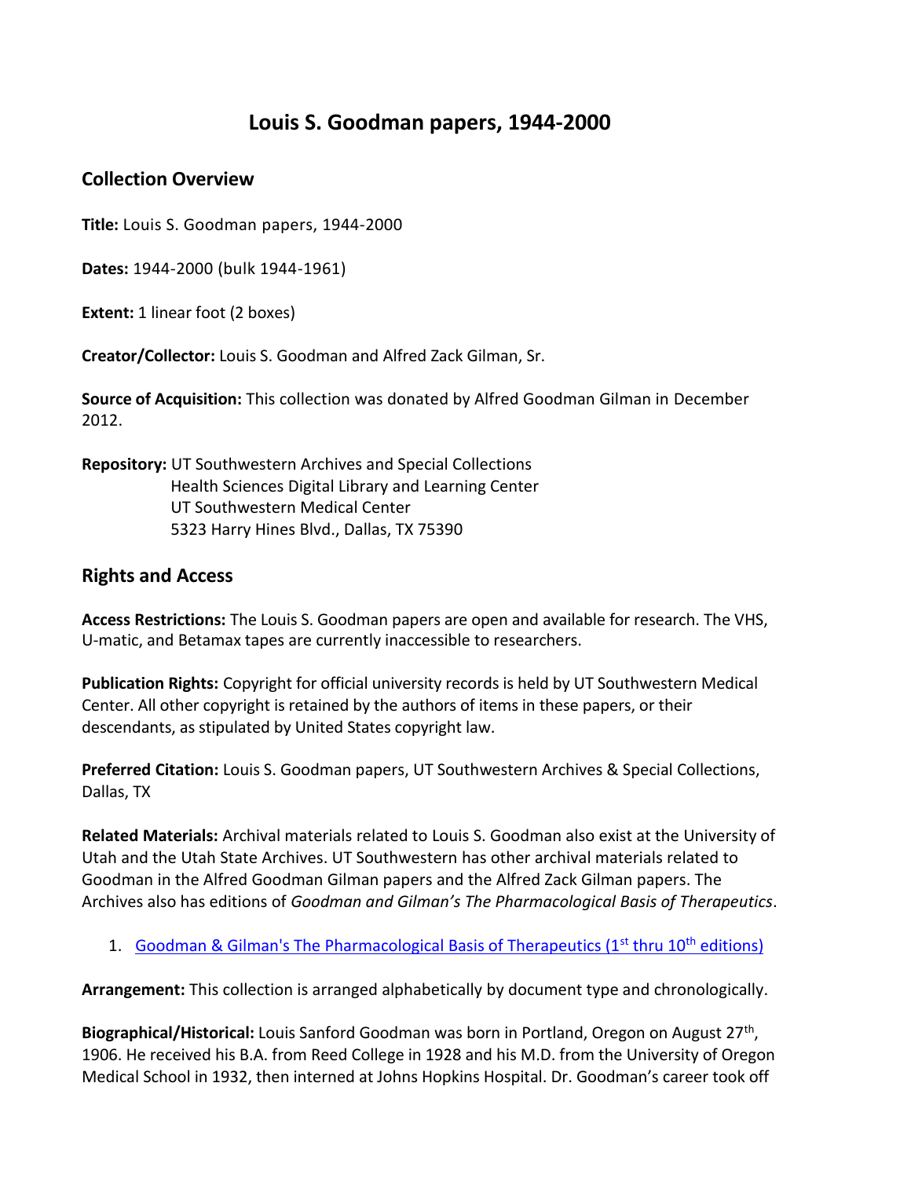# Louis S. Goodman papers, 1944-2000

## Collection Overview

**Title:** Louis S. Goodman papers, 1944-2000

**Dates:** 1944-2000 (bulk 1944-1961)

**Extent:** 1 linear foot (2 boxes)

**Creator/Collector:** Louis S. Goodman and Alfred Zack Gilman, Sr.

**Source of Acquisition:** This collection was donated by Alfred Goodman Gilman in December 2012.

**Repository:** UT Southwestern Archives and Special Collections
Health Sciences Digital Library and Learning Center
UT Southwestern Medical Center
5323 Harry Hines Blvd., Dallas, TX 75390

## Rights and Access

**Access Restrictions:** The Louis S. Goodman papers are open and available for research. The VHS, U-matic, and Betamax tapes are currently inaccessible to researchers.

**Publication Rights:** Copyright for official university records is held by UT Southwestern Medical Center. All other copyright is retained by the authors of items in these papers, or their descendants, as stipulated by United States copyright law.

**Preferred Citation:** Louis S. Goodman papers, UT Southwestern Archives & Special Collections, Dallas, TX

**Related Materials:** Archival materials related to Louis S. Goodman also exist at the University of Utah and the Utah State Archives. UT Southwestern has other archival materials related to Goodman in the Alfred Goodman Gilman papers and the Alfred Zack Gilman papers. The Archives also has editions of *Goodman and Gilman's The Pharmacological Basis of Therapeutics*.

1. Goodman & Gilman's The Pharmacological Basis of Therapeutics (1st thru 10th editions)

**Arrangement:** This collection is arranged alphabetically by document type and chronologically.

**Biographical/Historical:** Louis Sanford Goodman was born in Portland, Oregon on August 27th, 1906. He received his B.A. from Reed College in 1928 and his M.D. from the University of Oregon Medical School in 1932, then interned at Johns Hopkins Hospital. Dr. Goodman's career took off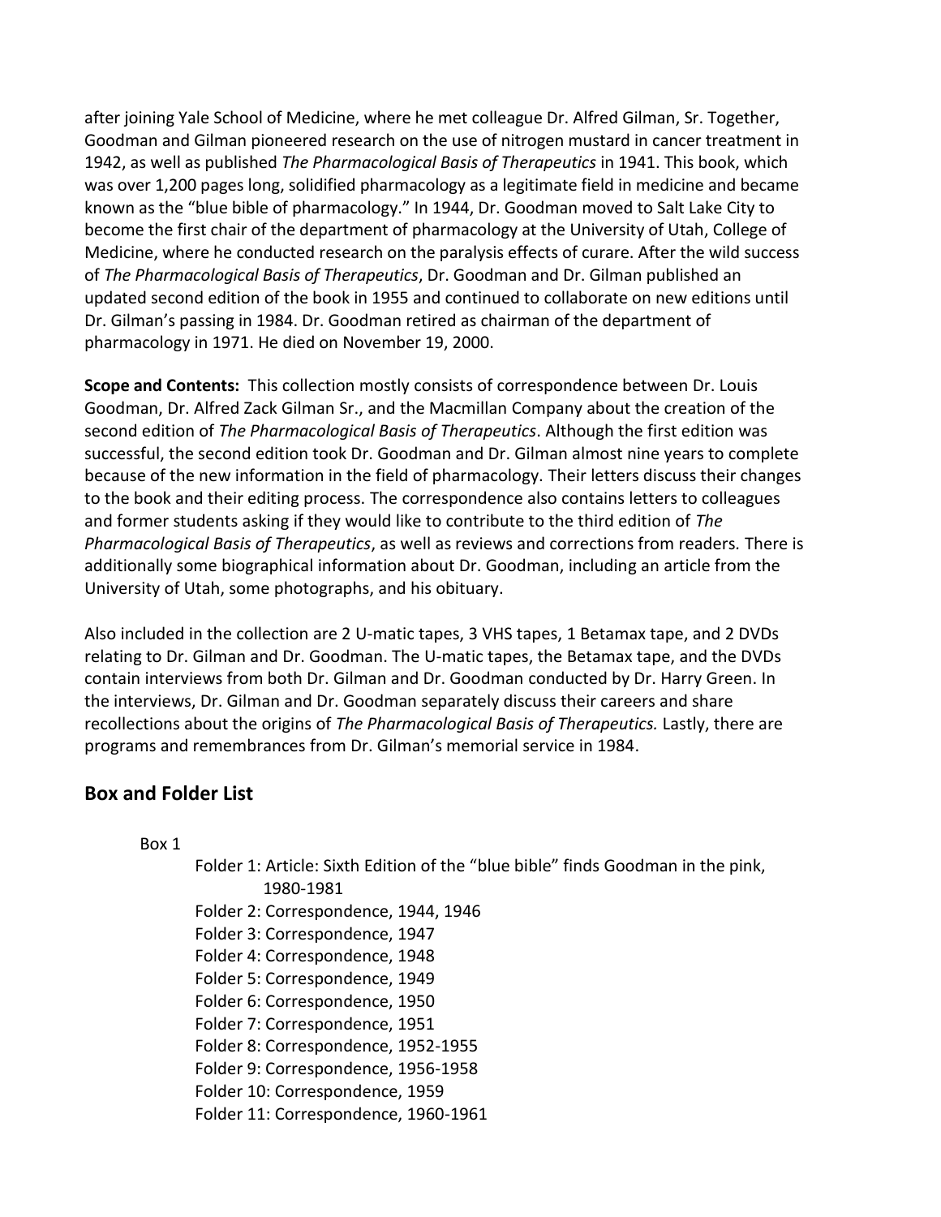after joining Yale School of Medicine, where he met colleague Dr. Alfred Gilman, Sr. Together, Goodman and Gilman pioneered research on the use of nitrogen mustard in cancer treatment in 1942, as well as published *The Pharmacological Basis of Therapeutics* in 1941. This book, which was over 1,200 pages long, solidified pharmacology as a legitimate field in medicine and became known as the "blue bible of pharmacology." In 1944, Dr. Goodman moved to Salt Lake City to become the first chair of the department of pharmacology at the University of Utah, College of Medicine, where he conducted research on the paralysis effects of curare. After the wild success of *The Pharmacological Basis of Therapeutics*, Dr. Goodman and Dr. Gilman published an updated second edition of the book in 1955 and continued to collaborate on new editions until Dr. Gilman's passing in 1984. Dr. Goodman retired as chairman of the department of pharmacology in 1971. He died on November 19, 2000.

**Scope and Contents:** This collection mostly consists of correspondence between Dr. Louis Goodman, Dr. Alfred Zack Gilman Sr., and the Macmillan Company about the creation of the second edition of *The Pharmacological Basis of Therapeutics*. Although the first edition was successful, the second edition took Dr. Goodman and Dr. Gilman almost nine years to complete because of the new information in the field of pharmacology. Their letters discuss their changes to the book and their editing process. The correspondence also contains letters to colleagues and former students asking if they would like to contribute to the third edition of *The Pharmacological Basis of Therapeutics*, as well as reviews and corrections from readers. There is additionally some biographical information about Dr. Goodman, including an article from the University of Utah, some photographs, and his obituary.

Also included in the collection are 2 U-matic tapes, 3 VHS tapes, 1 Betamax tape, and 2 DVDs relating to Dr. Gilman and Dr. Goodman. The U-matic tapes, the Betamax tape, and the DVDs contain interviews from both Dr. Gilman and Dr. Goodman conducted by Dr. Harry Green. In the interviews, Dr. Gilman and Dr. Goodman separately discuss their careers and share recollections about the origins of *The Pharmacological Basis of Therapeutics.* Lastly, there are programs and remembrances from Dr. Gilman's memorial service in 1984.

## Box and Folder List

Box 1

- Folder 1: Article: Sixth Edition of the "blue bible" finds Goodman in the pink, 1980-1981
- Folder 2: Correspondence, 1944, 1946
- Folder 3: Correspondence, 1947
- Folder 4: Correspondence, 1948
- Folder 5: Correspondence, 1949
- Folder 6: Correspondence, 1950
- Folder 7: Correspondence, 1951
- Folder 8: Correspondence, 1952-1955
- Folder 9: Correspondence, 1956-1958
- Folder 10: Correspondence, 1959
- Folder 11: Correspondence, 1960-1961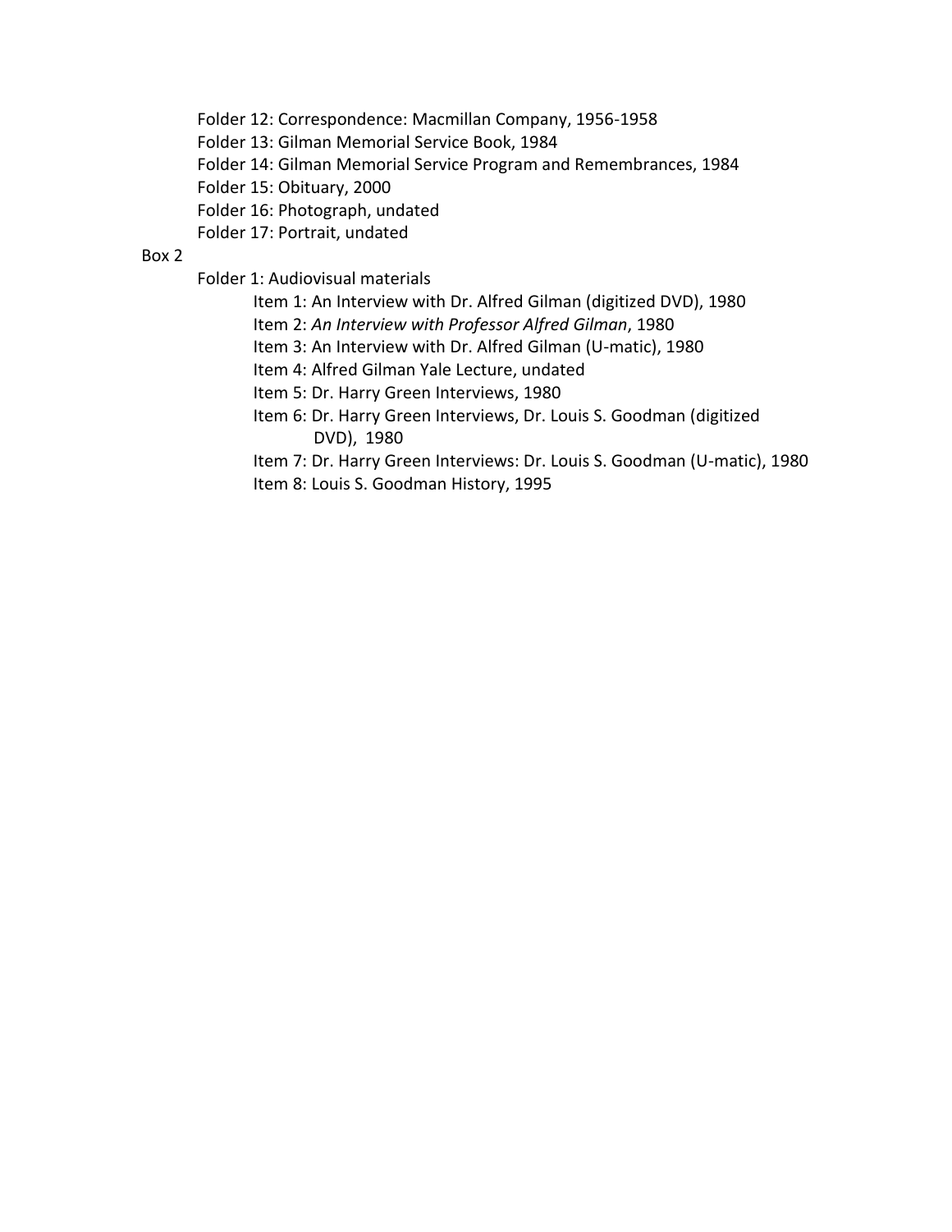Folder 12: Correspondence: Macmillan Company, 1956-1958

Folder 13: Gilman Memorial Service Book, 1984

Folder 14: Gilman Memorial Service Program and Remembrances, 1984

Folder 15: Obituary, 2000

Folder 16: Photograph, undated

Folder 17: Portrait, undated

Box 2

Folder 1: Audiovisual materials

- Item 1: An Interview with Dr. Alfred Gilman (digitized DVD), 1980
- Item 2: *An Interview with Professor Alfred Gilman*, 1980
- Item 3: An Interview with Dr. Alfred Gilman (U-matic), 1980
- Item 4: Alfred Gilman Yale Lecture, undated
- Item 5: Dr. Harry Green Interviews, 1980
- Item 6: Dr. Harry Green Interviews, Dr. Louis S. Goodman (digitized DVD), 1980
- Item 7: Dr. Harry Green Interviews: Dr. Louis S. Goodman (U-matic), 1980
- Item 8: Louis S. Goodman History, 1995